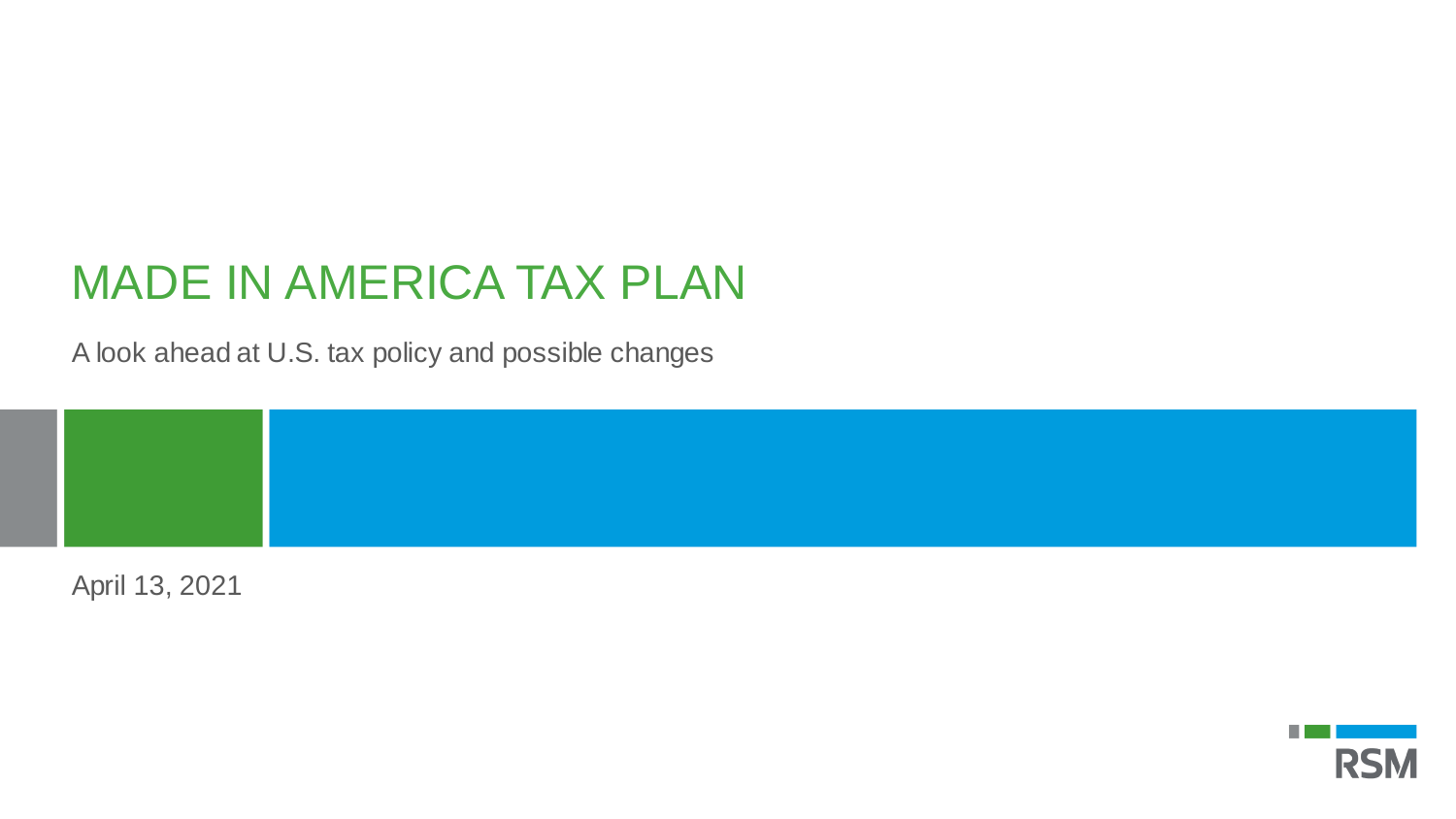# MADE IN AMERICA TAX PLAN

A look ahead at U.S. tax policy and possible changes

April 13, 2021

RSM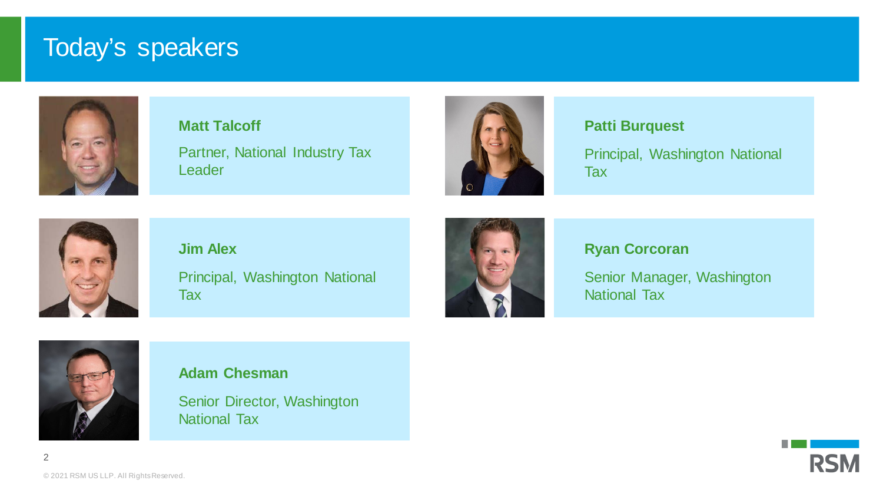# Today's speakers

**Matt Talcoff**

Partner, National Industry Tax Leader

**Patti Burquest**

Principal, Washington National Tax

**Jim Alex**

Principal, Washington National Tax

**Ryan Corcoran**

Senior Manager, Washington National Tax

**Adam Chesman**

Senior Director, Washington National Tax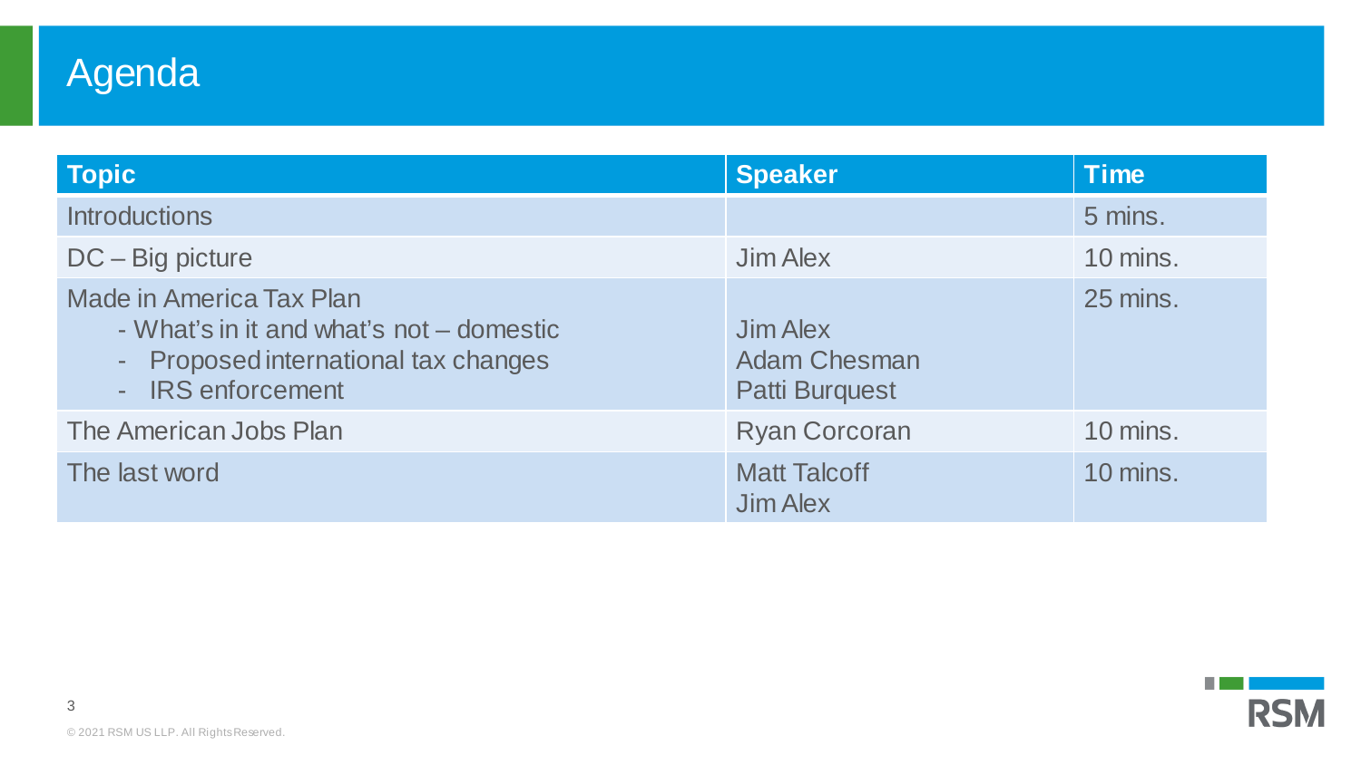# Agenda

| Topic | Speaker | Time |
|---|---|---|
| Introductions | | 5 mins. |
| DC – Big picture | Jim Alex | 10 mins. |
| Made in America Tax Plan<br>- What's in it and what's not – domestic<br>- Proposed international tax changes<br>- IRS enforcement | Jim Alex<br>Adam Chesman<br>Patti Burquest | 25 mins. |
| The American Jobs Plan | Ryan Corcoran | 10 mins. |
| The last word | Matt Talcoff<br>Jim Alex | 10 mins. |

© 2021 RSM US LLP. All Rights Reserved.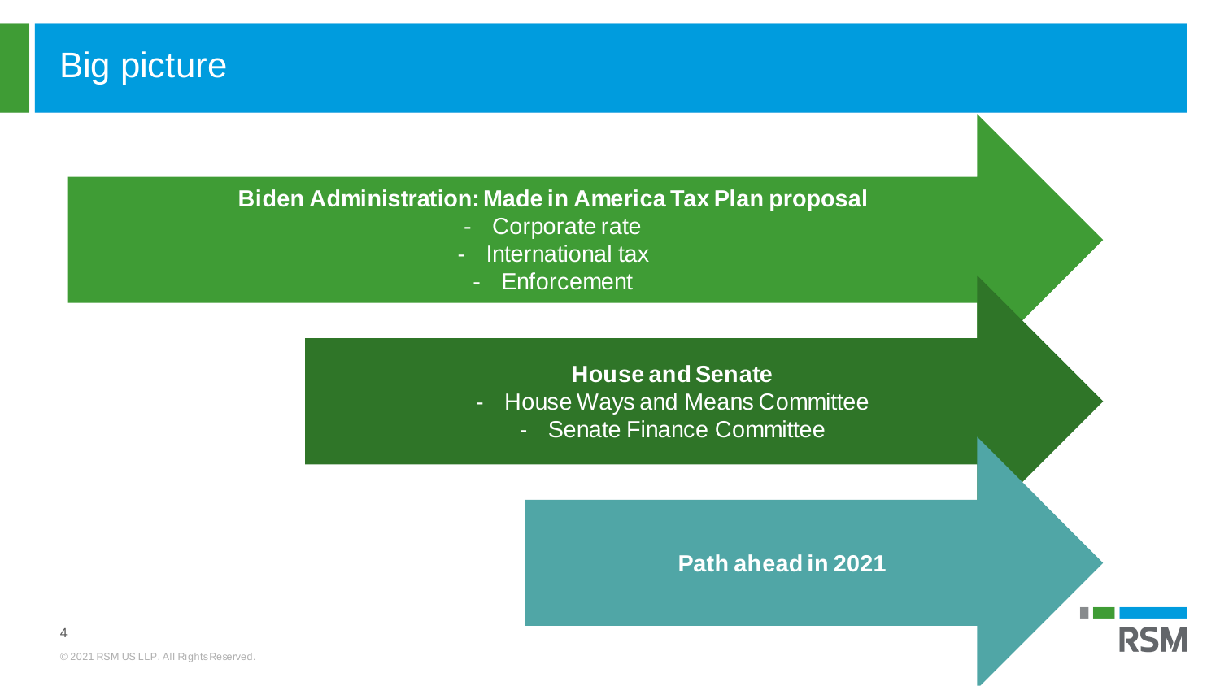# Big picture

**Biden Administration: Made in America Tax Plan proposal**

- Corporate rate
- International tax
- Enforcement

**House and Senate**

- House Ways and Means Committee
- Senate Finance Committee

**Path ahead in 2021**

© 2021 RSM US LLP. All Rights Reserved.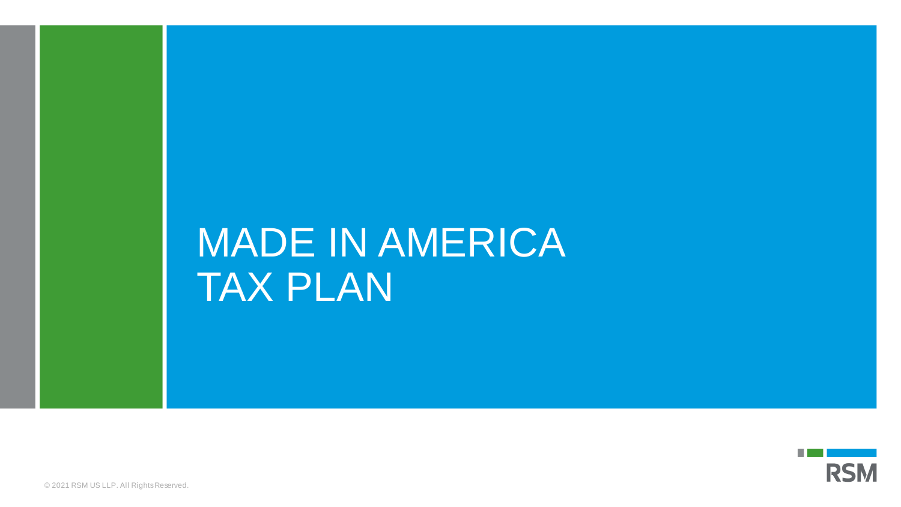# MADE IN AMERICA TAX PLAN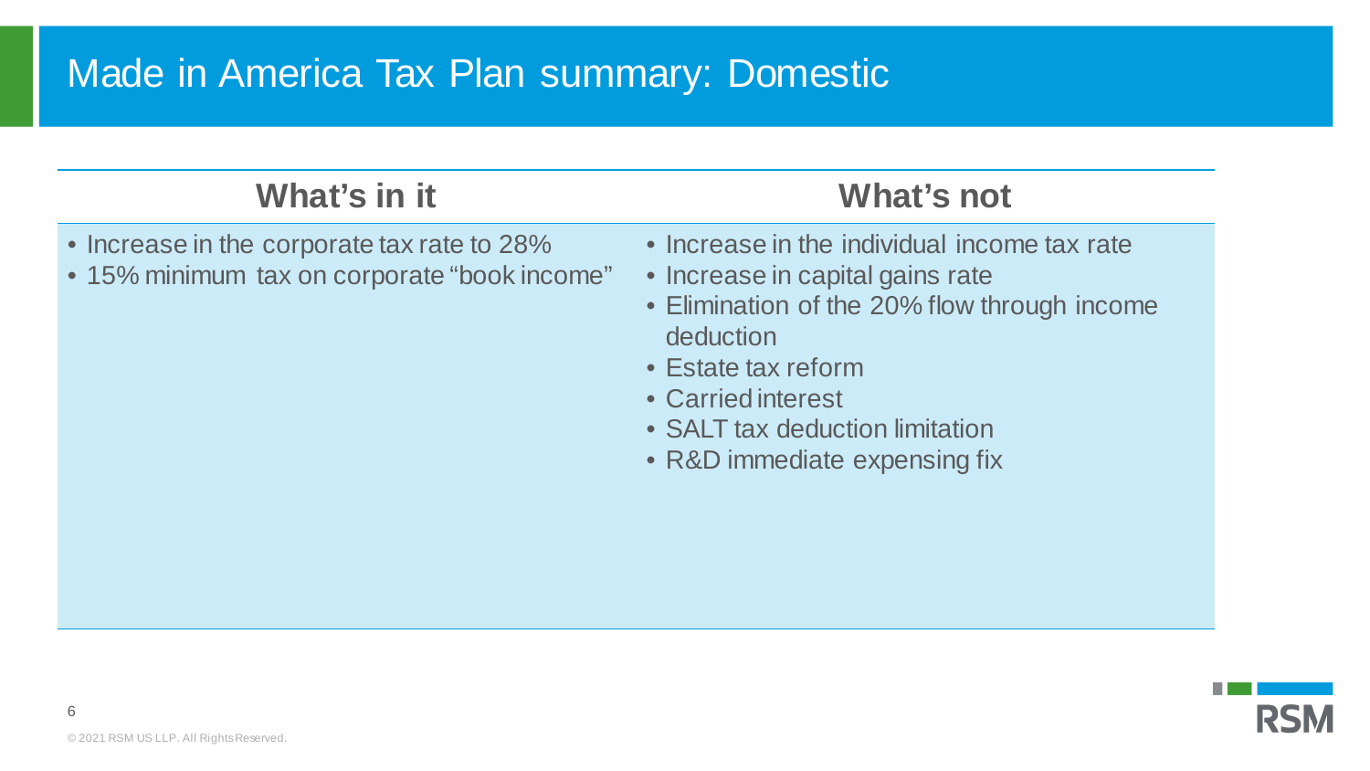# Made in America Tax Plan summary: Domestic

| What's in it | What's not |
| --- | --- |
| • Increase in the corporate tax rate to 28%<br>• 15% minimum tax on corporate "book income" | • Increase in the individual income tax rate<br>• Increase in capital gains rate<br>• Elimination of the 20% flow through income deduction<br>• Estate tax reform<br>• Carried interest<br>• SALT tax deduction limitation<br>• R&D immediate expensing fix |

© 2021 RSM US LLP. All Rights Reserved.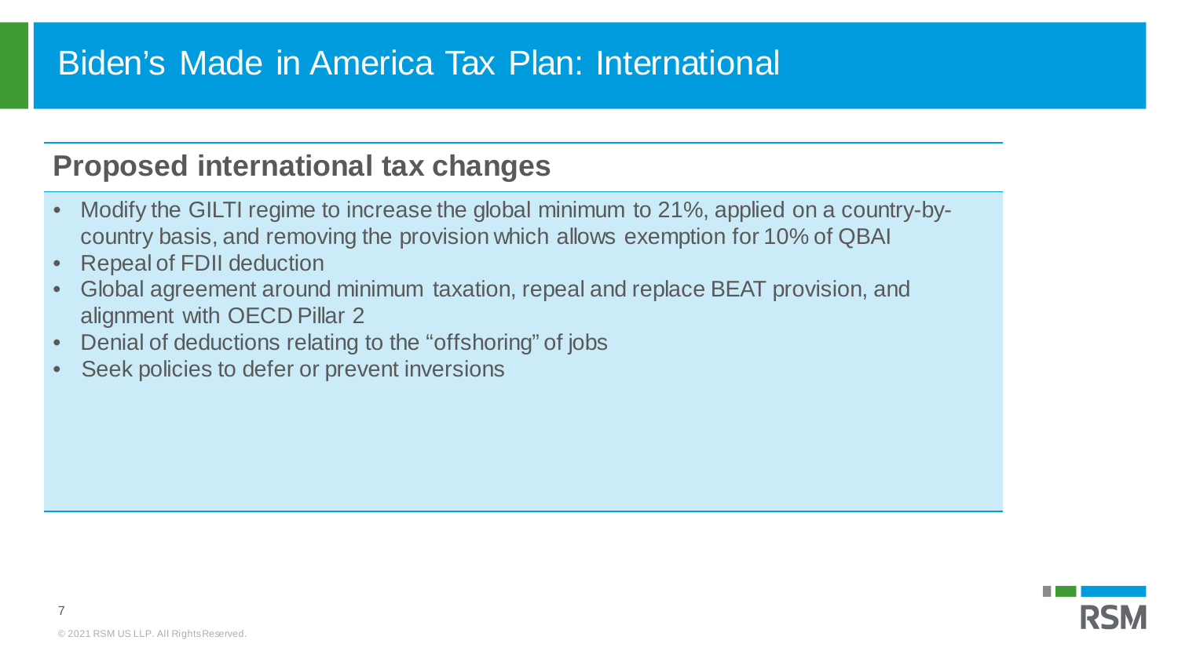# Biden's Made in America Tax Plan: International

## Proposed international tax changes

- Modify the GILTI regime to increase the global minimum to 21%, applied on a country-by-country basis, and removing the provision which allows exemption for 10% of QBAI
- Repeal of FDII deduction
- Global agreement around minimum taxation, repeal and replace BEAT provision, and alignment with OECD Pillar 2
- Denial of deductions relating to the "offshoring" of jobs
- Seek policies to defer or prevent inversions

© 2021 RSM US LLP. All Rights Reserved.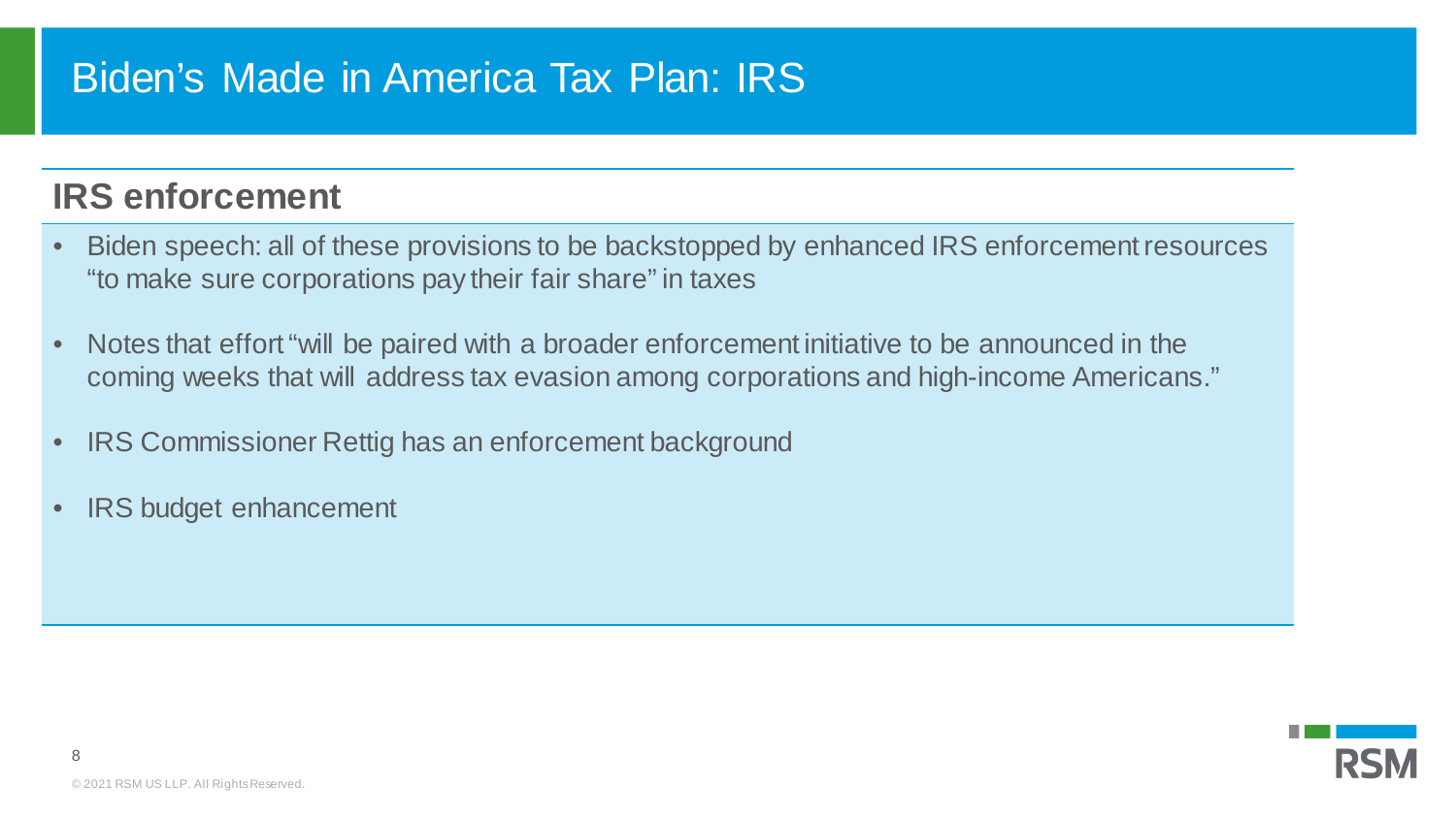# Biden's Made in America Tax Plan: IRS

## IRS enforcement

- Biden speech: all of these provisions to be backstopped by enhanced IRS enforcement resources "to make sure corporations pay their fair share" in taxes
- Notes that effort "will be paired with a broader enforcement initiative to be announced in the coming weeks that will address tax evasion among corporations and high-income Americans."
- IRS Commissioner Rettig has an enforcement background
- IRS budget enhancement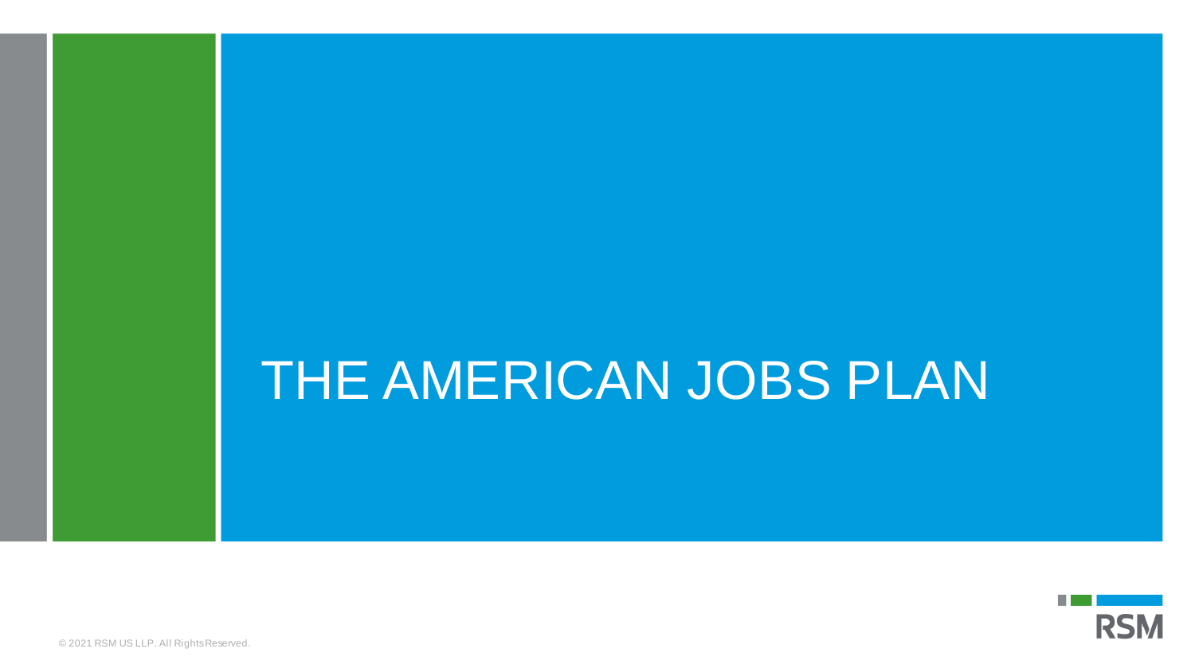# THE AMERICAN JOBS PLAN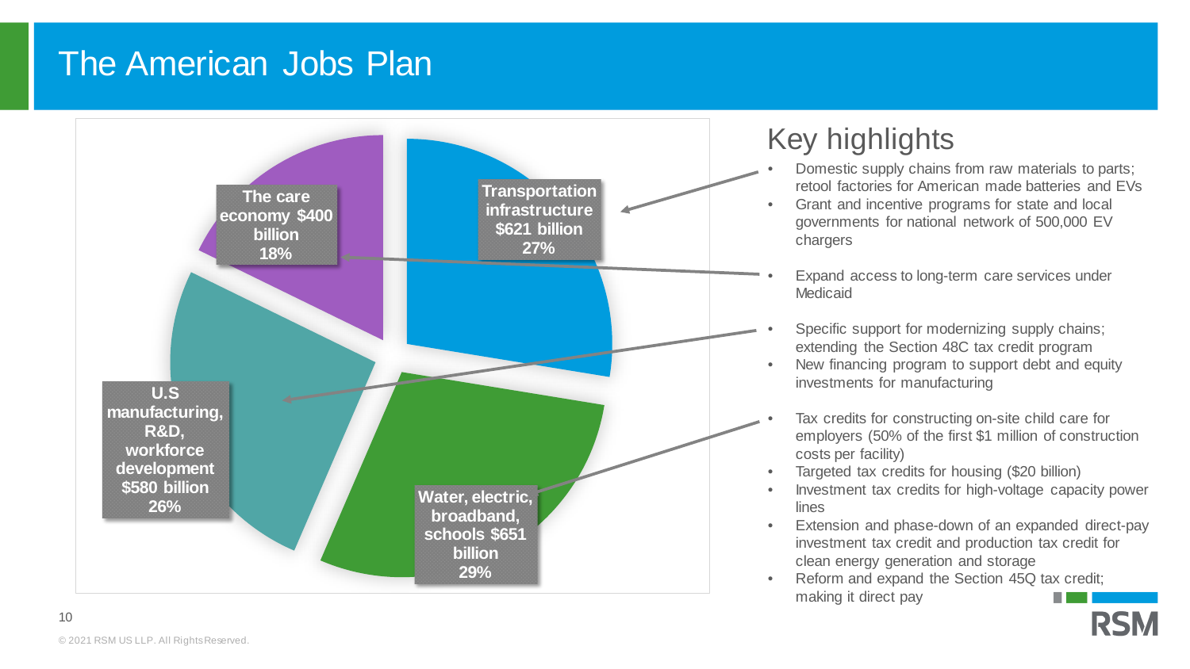# The American Jobs Plan

- The care economy $400 billion 18%
- Transportation infrastructure $621 billion 27%
- U.S manufacturing, R&D, workforce development $580 billion 26%
- Water, electric, broadband, schools $651 billion 29%

## Key highlights

- Domestic supply chains from raw materials to parts; retool factories for American made batteries and EVs
- Grant and incentive programs for state and local governments for national network of 500,000 EV chargers

- Expand access to long-term care services under Medicaid

- Specific support for modernizing supply chains; extending the Section 48C tax credit program
- New financing program to support debt and equity investments for manufacturing

- Tax credits for constructing on-site child care for employers (50% of the first $1 million of construction costs per facility)
- Targeted tax credits for housing ($20 billion)
- Investment tax credits for high-voltage capacity power lines
- Extension and phase-down of an expanded direct-pay investment tax credit and production tax credit for clean energy generation and storage
- Reform and expand the Section 45Q tax credit; making it direct pay

© 2021 RSM US LLP. All Rights Reserved.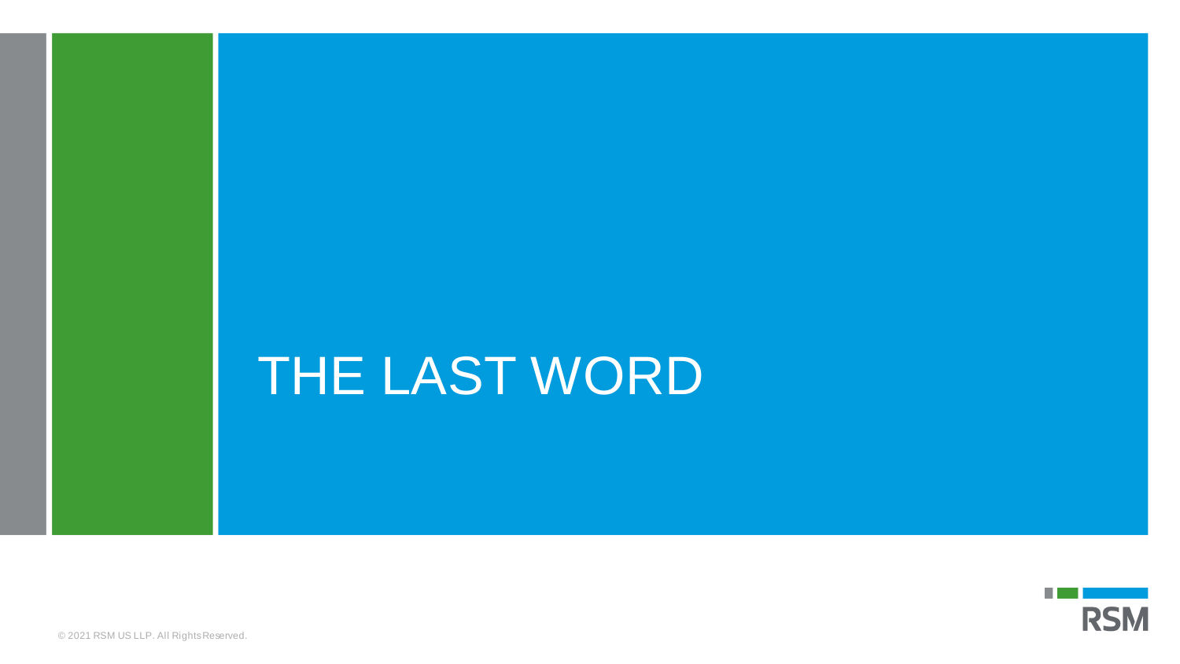# THE LAST WORD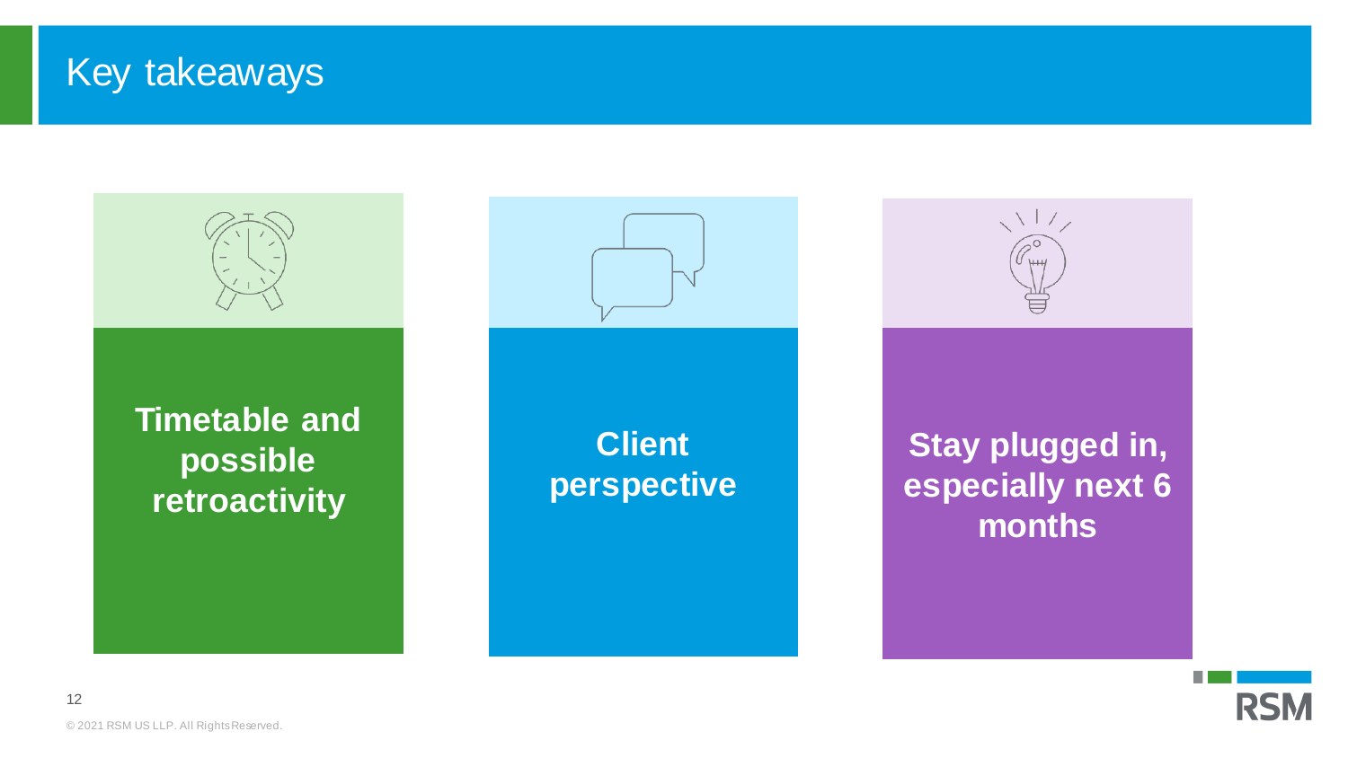# Key takeaways

**Timetable and possible retroactivity**

**Client perspective**

**Stay plugged in, especially next 6 months**

© 2021 RSM US LLP. All Rights Reserved.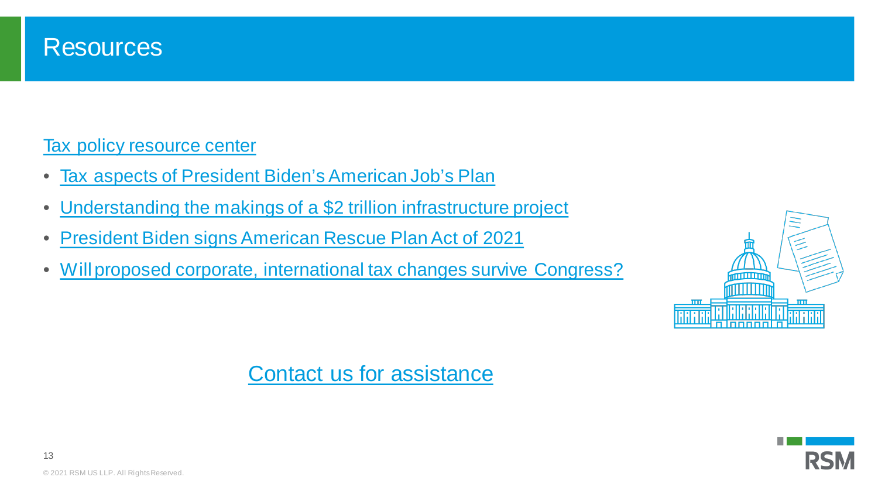# Resources

Tax policy resource center

- Tax aspects of President Biden's American Job's Plan
- Understanding the makings of a $2 trillion infrastructure project
- President Biden signs American Rescue Plan Act of 2021
- Will proposed corporate, international tax changes survive Congress?

Contact us for assistance

© 2021 RSM US LLP. All Rights Reserved.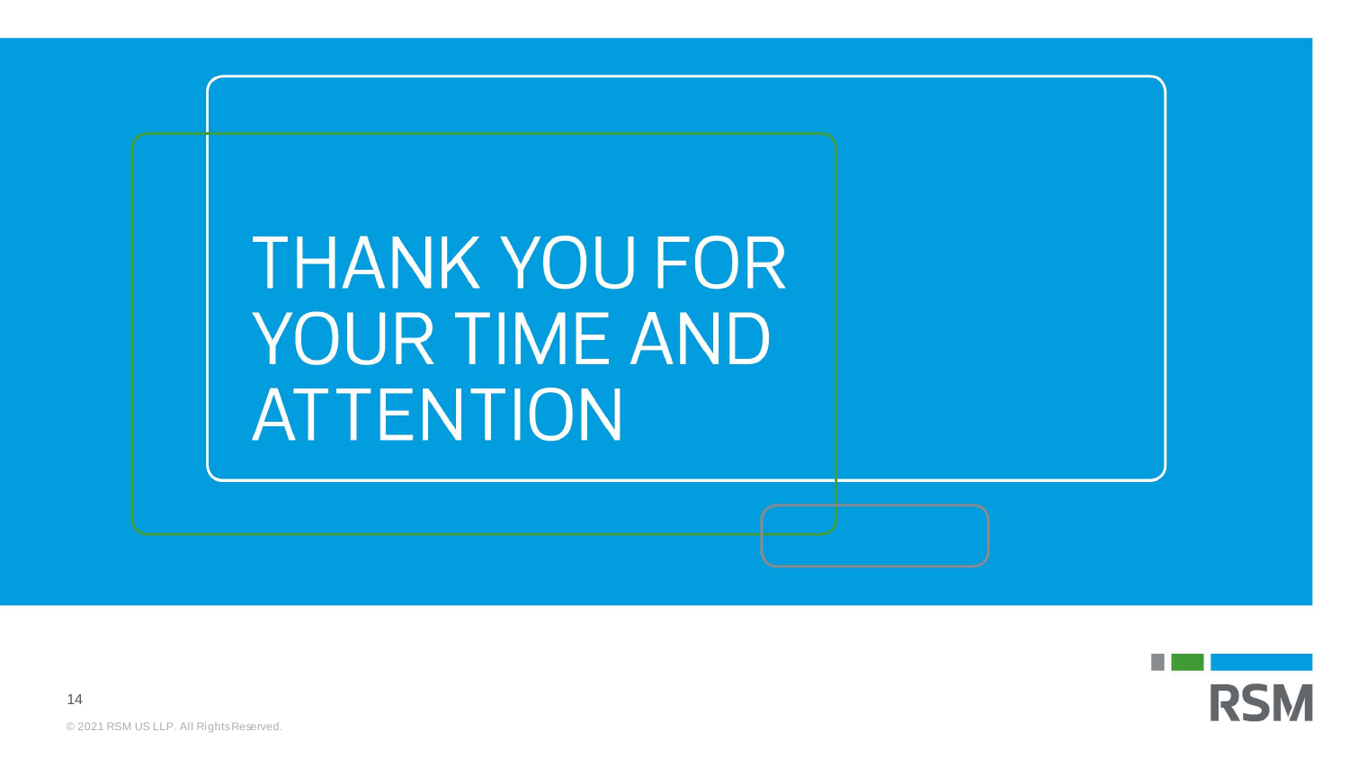# THANK YOU FOR YOUR TIME AND ATTENTION

RSM

© 2021 RSM US LLP. All Rights Reserved.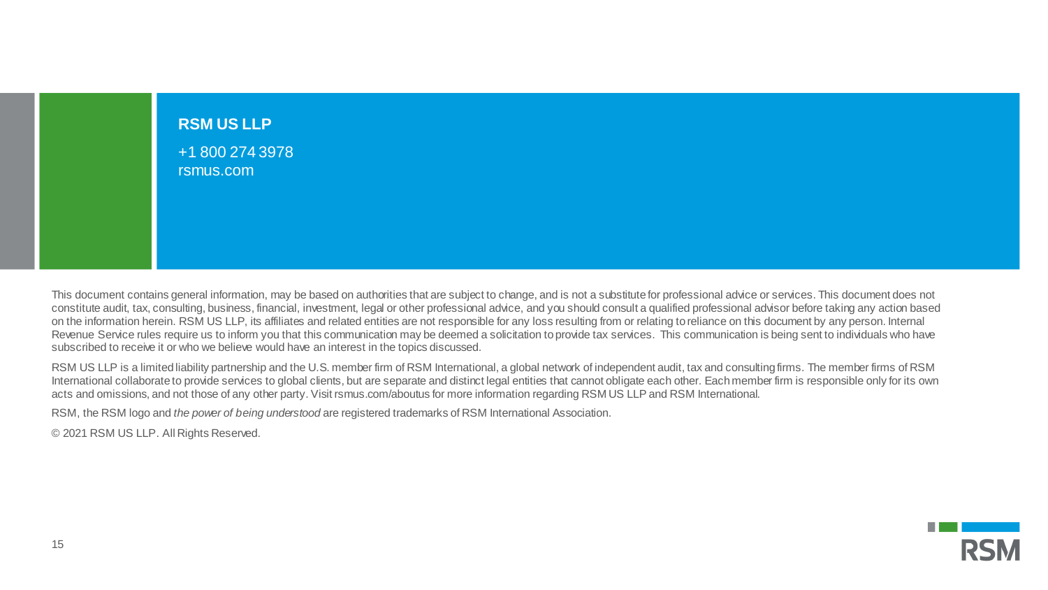**RSM US LLP**

+1 800 274 3978
rsmus.com

This document contains general information, may be based on authorities that are subject to change, and is not a substitute for professional advice or services. This document does not constitute audit, tax, consulting, business, financial, investment, legal or other professional advice, and you should consult a qualified professional advisor before taking any action based on the information herein. RSM US LLP, its affiliates and related entities are not responsible for any loss resulting from or relating to reliance on this document by any person. Internal Revenue Service rules require us to inform you that this communication may be deemed a solicitation to provide tax services. This communication is being sent to individuals who have subscribed to receive it or who we believe would have an interest in the topics discussed.

RSM US LLP is a limited liability partnership and the U.S. member firm of RSM International, a global network of independent audit, tax and consulting firms. The member firms of RSM International collaborate to provide services to global clients, but are separate and distinct legal entities that cannot obligate each other. Each member firm is responsible only for its own acts and omissions, and not those of any other party. Visit rsmus.com/aboutus for more information regarding RSM US LLP and RSM International.

RSM, the RSM logo and *the power of being understood* are registered trademarks of RSM International Association.

© 2021 RSM US LLP. All Rights Reserved.

RSM